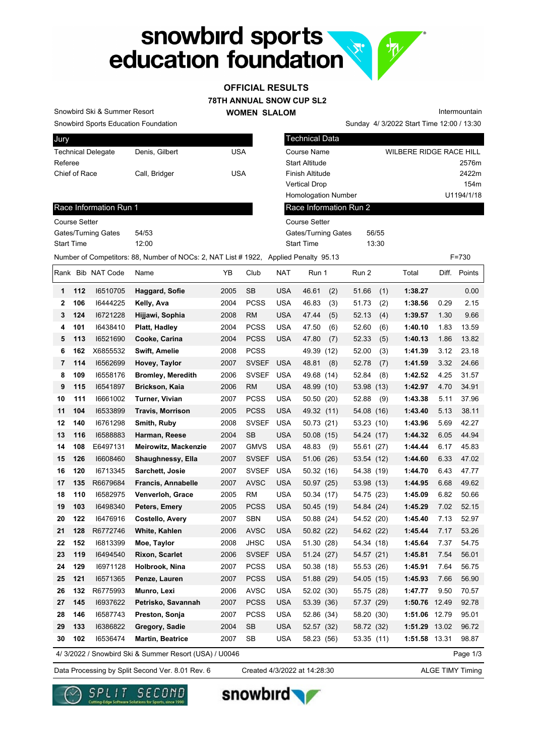# OFFICIAL RESULTS

## 78TH ANNUAL SNOW CUP SL2

## WOMEN SLALOM

Snowbird Ski & Summer Resort
Snowbird Sports Education Foundation

Intermountain
Sunday 4/ 3/2022 Start Time 12:00 / 13:30

| Jury | | |
|---|---|---|
| Technical Delegate | Denis, Gilbert | USA |
| Referee | | |
| Chief of Race | Call, Bridger | USA |

| Technical Data | |
|---|---|
| Course Name | WILBERE RIDGE RACE HILL |
| Start Altitude | 2576m |
| Finish Altitude | 2422m |
| Vertical Drop | 154m |
| Homologation Number | U1194/1/18 |

| Race Information Run 1 | |
|---|---|
| Course Setter | |
| Gates/Turning Gates | 54/53 |
| Start Time | 12:00 |

| Race Information Run 2 | |
|---|---|
| Course Setter | |
| Gates/Turning Gates | 56/55 |
| Start Time | 13:30 |

Number of Competitors: 88, Number of NOCs: 2, NAT List # 1922, Applied Penalty 95.13 F=730

| Rank | Bib | NAT Code | Name | YB | Club | NAT | Run 1 | Run 2 | Total | Diff. | Points |
|---|---|---|---|---|---|---|---|---|---|---|---|
| 1 | 112 | I6510705 | Haggard, Sofie | 2005 | SB | USA | 46.61 (2) | 51.66 (1) | 1:38.27 | | 0.00 |
| 2 | 106 | I6444225 | Kelly, Ava | 2004 | PCSS | USA | 46.83 (3) | 51.73 (2) | 1:38.56 | 0.29 | 2.15 |
| 3 | 124 | I6721228 | Hijjawi, Sophia | 2008 | RM | USA | 47.44 (5) | 52.13 (4) | 1:39.57 | 1.30 | 9.66 |
| 4 | 101 | I6438410 | Platt, Hadley | 2004 | PCSS | USA | 47.50 (6) | 52.60 (6) | 1:40.10 | 1.83 | 13.59 |
| 5 | 113 | I6521690 | Cooke, Carina | 2004 | PCSS | USA | 47.80 (7) | 52.33 (5) | 1:40.13 | 1.86 | 13.82 |
| 6 | 162 | X6855532 | Swift, Amelie | 2008 | PCSS | | 49.39 (12) | 52.00 (3) | 1:41.39 | 3.12 | 23.18 |
| 7 | 114 | I6562699 | Hovey, Taylor | 2007 | SVSEF | USA | 48.81 (8) | 52.78 (7) | 1:41.59 | 3.32 | 24.66 |
| 8 | 109 | I6558176 | Bromley, Meredith | 2006 | SVSEF | USA | 49.68 (14) | 52.84 (8) | 1:42.52 | 4.25 | 31.57 |
| 9 | 115 | I6541897 | Brickson, Kaia | 2006 | RM | USA | 48.99 (10) | 53.98 (13) | 1:42.97 | 4.70 | 34.91 |
| 10 | 111 | I6661002 | Turner, Vivian | 2007 | PCSS | USA | 50.50 (20) | 52.88 (9) | 1:43.38 | 5.11 | 37.96 |
| 11 | 104 | I6533899 | Travis, Morrison | 2005 | PCSS | USA | 49.32 (11) | 54.08 (16) | 1:43.40 | 5.13 | 38.11 |
| 12 | 140 | I6761298 | Smith, Ruby | 2008 | SVSEF | USA | 50.73 (21) | 53.23 (10) | 1:43.96 | 5.69 | 42.27 |
| 13 | 116 | I6588883 | Harman, Reese | 2004 | SB | USA | 50.08 (15) | 54.24 (17) | 1:44.32 | 6.05 | 44.94 |
| 14 | 108 | E6497131 | Meirowitz, Mackenzie | 2007 | GMVS | USA | 48.83 (9) | 55.61 (27) | 1:44.44 | 6.17 | 45.83 |
| 15 | 126 | I6608460 | Shaughnessy, Ella | 2007 | SVSEF | USA | 51.06 (26) | 53.54 (12) | 1:44.60 | 6.33 | 47.02 |
| 16 | 120 | I6713345 | Sarchett, Josie | 2007 | SVSEF | USA | 50.32 (16) | 54.38 (19) | 1:44.70 | 6.43 | 47.77 |
| 17 | 135 | R6679684 | Francis, Annabelle | 2007 | AVSC | USA | 50.97 (25) | 53.98 (13) | 1:44.95 | 6.68 | 49.62 |
| 18 | 110 | I6582975 | Venverloh, Grace | 2005 | RM | USA | 50.34 (17) | 54.75 (23) | 1:45.09 | 6.82 | 50.66 |
| 19 | 103 | I6498340 | Peters, Emery | 2005 | PCSS | USA | 50.45 (19) | 54.84 (24) | 1:45.29 | 7.02 | 52.15 |
| 20 | 122 | I6476916 | Costello, Avery | 2007 | SBN | USA | 50.88 (24) | 54.52 (20) | 1:45.40 | 7.13 | 52.97 |
| 21 | 128 | R6772746 | White, Kahlen | 2006 | AVSC | USA | 50.82 (22) | 54.62 (22) | 1:45.44 | 7.17 | 53.26 |
| 22 | 152 | I6813399 | Moe, Taylor | 2008 | JHSC | USA | 51.30 (28) | 54.34 (18) | 1:45.64 | 7.37 | 54.75 |
| 23 | 119 | I6494540 | Rixon, Scarlet | 2006 | SVSEF | USA | 51.24 (27) | 54.57 (21) | 1:45.81 | 7.54 | 56.01 |
| 24 | 129 | I6971128 | Holbrook, Nina | 2007 | PCSS | USA | 50.38 (18) | 55.53 (26) | 1:45.91 | 7.64 | 56.75 |
| 25 | 121 | I6571365 | Penze, Lauren | 2007 | PCSS | USA | 51.88 (29) | 54.05 (15) | 1:45.93 | 7.66 | 56.90 |
| 26 | 132 | R6775993 | Munro, Lexi | 2006 | AVSC | USA | 52.02 (30) | 55.75 (28) | 1:47.77 | 9.50 | 70.57 |
| 27 | 145 | I6937622 | Petrisko, Savannah | 2007 | PCSS | USA | 53.39 (36) | 57.37 (29) | 1:50.76 | 12.49 | 92.78 |
| 28 | 146 | I6587743 | Preston, Sonja | 2007 | PCSS | USA | 52.86 (34) | 58.20 (30) | 1:51.06 | 12.79 | 95.01 |
| 29 | 133 | I6386822 | Gregory, Sadie | 2004 | SB | USA | 52.57 (32) | 58.72 (32) | 1:51.29 | 13.02 | 96.72 |
| 30 | 102 | I6536474 | Martin, Beatrice | 2007 | SB | USA | 58.23 (56) | 53.35 (11) | 1:51.58 | 13.31 | 98.87 |

4/ 3/2022 / Snowbird Ski & Summer Resort (USA) / U0046

Data Processing by Split Second Ver. 8.01 Rev. 6 Created 4/3/2022 at 14:28:30 ALGE TIMY Timing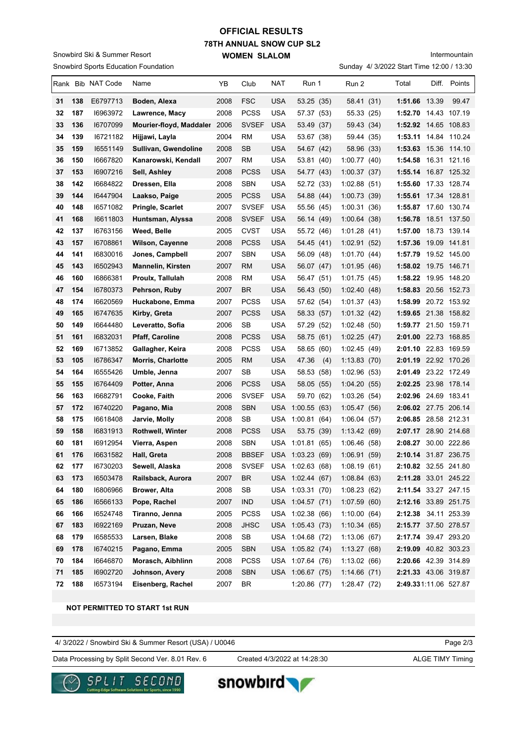# OFFICIAL RESULTS

## 78TH ANNUAL SNOW CUP SL2

### WOMEN SLALOM

Snowbird Ski & Summer Resort

Snowbird Sports Education Foundation

Intermountain

Sunday 4/ 3/2022 Start Time 12:00 / 13:30

| Rank | Bib | NAT Code | Name | YB | Club | NAT | Run 1 | Run 2 | Total | Diff. | Points |
|---|---|---|---|---|---|---|---|---|---|---|---|
| 31 | 138 | E6797713 | **Boden, Alexa** | 2008 | FSC | USA | 53.25 (35) | 58.41 (31) | **1:51.66** | 13.39 | 99.47 |
| 32 | 187 | I6963972 | **Lawrence, Macy** | 2008 | PCSS | USA | 57.37 (53) | 55.33 (25) | **1:52.70** | 14.43 | 107.19 |
| 33 | 136 | I6707099 | **Mourier-floyd, Maddaler** | 2006 | SVSEF | USA | 53.49 (37) | 59.43 (34) | **1:52.92** | 14.65 | 108.83 |
| 34 | 139 | I6721182 | **Hijjawi, Layla** | 2004 | RM | USA | 53.67 (38) | 59.44 (35) | **1:53.11** | 14.84 | 110.24 |
| 35 | 159 | I6551149 | **Sullivan, Gwendoline** | 2008 | SB | USA | 54.67 (42) | 58.96 (33) | **1:53.63** | 15.36 | 114.10 |
| 36 | 150 | I6667820 | **Kanarowski, Kendall** | 2007 | RM | USA | 53.81 (40) | 1:00.77 (40) | **1:54.58** | 16.31 | 121.16 |
| 37 | 153 | I6907216 | **Sell, Ashley** | 2008 | PCSS | USA | 54.77 (43) | 1:00.37 (37) | **1:55.14** | 16.87 | 125.32 |
| 38 | 142 | I6684822 | **Dressen, Ella** | 2008 | SBN | USA | 52.72 (33) | 1:02.88 (51) | **1:55.60** | 17.33 | 128.74 |
| 39 | 144 | I6447904 | **Laakso, Paige** | 2005 | PCSS | USA | 54.88 (44) | 1:00.73 (39) | **1:55.61** | 17.34 | 128.81 |
| 40 | 148 | I6571082 | **Pringle, Scarlet** | 2007 | SVSEF | USA | 55.56 (45) | 1:00.31 (36) | **1:55.87** | 17.60 | 130.74 |
| 41 | 168 | I6611803 | **Huntsman, Alyssa** | 2008 | SVSEF | USA | 56.14 (49) | 1:00.64 (38) | **1:56.78** | 18.51 | 137.50 |
| 42 | 137 | I6763156 | **Weed, Belle** | 2005 | CVST | USA | 55.72 (46) | 1:01.28 (41) | **1:57.00** | 18.73 | 139.14 |
| 43 | 157 | I6708861 | **Wilson, Cayenne** | 2008 | PCSS | USA | 54.45 (41) | 1:02.91 (52) | **1:57.36** | 19.09 | 141.81 |
| 44 | 141 | I6830016 | **Jones, Campbell** | 2007 | SBN | USA | 56.09 (48) | 1:01.70 (44) | **1:57.79** | 19.52 | 145.00 |
| 45 | 143 | I6502943 | **Mannelin, Kirsten** | 2007 | RM | USA | 56.07 (47) | 1:01.95 (46) | **1:58.02** | 19.75 | 146.71 |
| 46 | 160 | I6866381 | **Proulx, Tallulah** | 2008 | RM | USA | 56.47 (51) | 1:01.75 (45) | **1:58.22** | 19.95 | 148.20 |
| 47 | 154 | I6780373 | **Pehrson, Ruby** | 2007 | BR | USA | 56.43 (50) | 1:02.40 (48) | **1:58.83** | 20.56 | 152.73 |
| 48 | 174 | I6620569 | **Huckabone, Emma** | 2007 | PCSS | USA | 57.62 (54) | 1:01.37 (43) | **1:58.99** | 20.72 | 153.92 |
| 49 | 165 | I6747635 | **Kirby, Greta** | 2007 | PCSS | USA | 58.33 (57) | 1:01.32 (42) | **1:59.65** | 21.38 | 158.82 |
| 50 | 149 | I6644480 | **Leveratto, Sofia** | 2006 | SB | USA | 57.29 (52) | 1:02.48 (50) | **1:59.77** | 21.50 | 159.71 |
| 51 | 161 | I6832031 | **Pfaff, Caroline** | 2008 | PCSS | USA | 58.75 (61) | 1:02.25 (47) | **2:01.00** | 22.73 | 168.85 |
| 52 | 169 | I6713852 | **Gallagher, Keira** | 2008 | PCSS | USA | 58.65 (60) | 1:02.45 (49) | **2:01.10** | 22.83 | 169.59 |
| 53 | 105 | I6786347 | **Morris, Charlotte** | 2005 | RM | USA | 47.36 (4) | 1:13.83 (70) | **2:01.19** | 22.92 | 170.26 |
| 54 | 164 | I6555426 | **Umble, Jenna** | 2007 | SB | USA | 58.53 (58) | 1:02.96 (53) | **2:01.49** | 23.22 | 172.49 |
| 55 | 155 | I6764409 | **Potter, Anna** | 2006 | PCSS | USA | 58.05 (55) | 1:04.20 (55) | **2:02.25** | 23.98 | 178.14 |
| 56 | 163 | I6682791 | **Cooke, Faith** | 2006 | SVSEF | USA | 59.70 (62) | 1:03.26 (54) | **2:02.96** | 24.69 | 183.41 |
| 57 | 172 | I6740220 | **Pagano, Mia** | 2008 | SBN | USA | 1:00.55 (63) | 1:05.47 (56) | **2:06.02** | 27.75 | 206.14 |
| 58 | 175 | I6618408 | **Jarvie, Molly** | 2008 | SB | USA | 1:00.81 (64) | 1:06.04 (57) | **2:06.85** | 28.58 | 212.31 |
| 59 | 158 | I6831913 | **Rothwell, Winter** | 2008 | PCSS | USA | 53.75 (39) | 1:13.42 (69) | **2:07.17** | 28.90 | 214.68 |
| 60 | 181 | I6912954 | **Vierra, Aspen** | 2008 | SBN | USA | 1:01.81 (65) | 1:06.46 (58) | **2:08.27** | 30.00 | 222.86 |
| 61 | 176 | I6631582 | **Hall, Greta** | 2008 | BBSEF | USA | 1:03.23 (69) | 1:06.91 (59) | **2:10.14** | 31.87 | 236.75 |
| 62 | 177 | I6730203 | **Sewell, Alaska** | 2008 | SVSEF | USA | 1:02.63 (68) | 1:08.19 (61) | **2:10.82** | 32.55 | 241.80 |
| 63 | 173 | I6503478 | **Railsback, Aurora** | 2007 | BR | USA | 1:02.44 (67) | 1:08.84 (63) | **2:11.28** | 33.01 | 245.22 |
| 64 | 180 | I6806966 | **Brower, Alta** | 2008 | SB | USA | 1:03.31 (70) | 1:08.23 (62) | **2:11.54** | 33.27 | 247.15 |
| 65 | 186 | I6566133 | **Pope, Rachel** | 2007 | IND | USA | 1:04.57 (71) | 1:07.59 (60) | **2:12.16** | 33.89 | 251.75 |
| 66 | 166 | I6524748 | **Tiranno, Jenna** | 2005 | PCSS | USA | 1:02.38 (66) | 1:10.00 (64) | **2:12.38** | 34.11 | 253.39 |
| 67 | 183 | I6922169 | **Pruzan, Neve** | 2008 | JHSC | USA | 1:05.43 (73) | 1:10.34 (65) | **2:15.77** | 37.50 | 278.57 |
| 68 | 179 | I6585533 | **Larsen, Blake** | 2008 | SB | USA | 1:04.68 (72) | 1:13.06 (67) | **2:17.74** | 39.47 | 293.20 |
| 69 | 178 | I6740215 | **Pagano, Emma** | 2005 | SBN | USA | 1:05.82 (74) | 1:13.27 (68) | **2:19.09** | 40.82 | 303.23 |
| 70 | 184 | I6646870 | **Morasch, Aibhlinn** | 2008 | PCSS | USA | 1:07.64 (76) | 1:13.02 (66) | **2:20.66** | 42.39 | 314.89 |
| 71 | 185 | I6902720 | **Johnson, Avery** | 2008 | SBN | USA | 1:06.67 (75) | 1:14.66 (71) | **2:21.33** | 43.06 | 319.87 |
| 72 | 188 | I6573194 | **Eisenberg, Rachel** | 2007 | BR | | 1:20.86 (77) | 1:28.47 (72) | **2:49.33** | 1:11.06 | 527.87 |

**NOT PERMITTED TO START 1st RUN**

4/ 3/2022 / Snowbird Ski & Summer Resort (USA) / U0046

Data Processing by Split Second Ver. 8.01 Rev. 6 — Created 4/3/2022 at 14:28:30 — ALGE TIMY Timing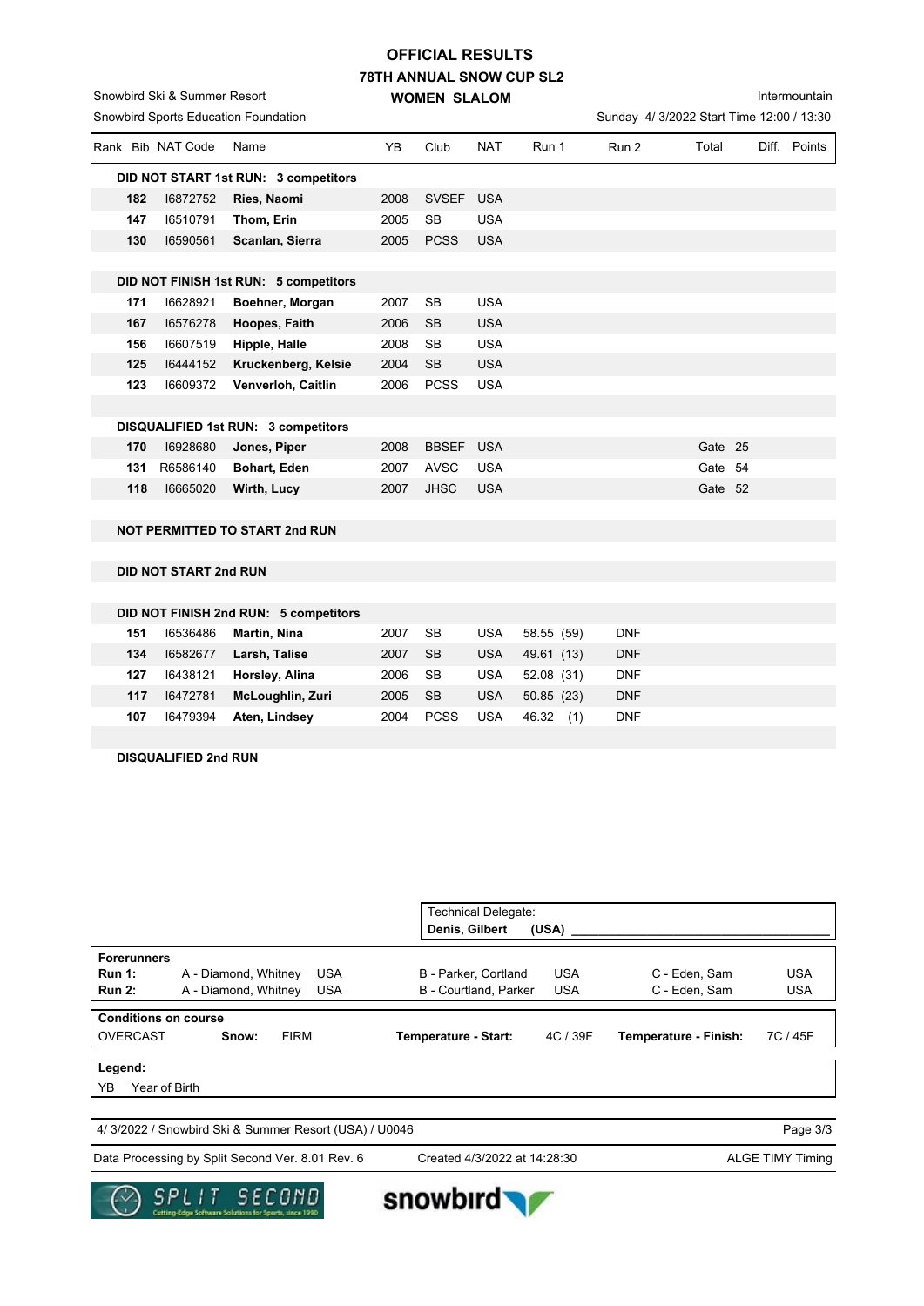# OFFICIAL RESULTS

## 78TH ANNUAL SNOW CUP SL2

### WOMEN SLALOM

Snowbird Ski & Summer Resort
Snowbird Sports Education Foundation

Intermountain
Sunday 4/ 3/2022 Start Time 12:00 / 13:30

| Rank | Bib | NAT Code | Name | YB | Club | NAT | Run 1 | Run 2 | Total | Diff. | Points |
|---|---|---|---|---|---|---|---|---|---|---|---|
| | **DID NOT START 1st RUN: 3 competitors** | | | | | | | | | | |
| | **182** | I6872752 | **Ries, Naomi** | 2008 | SVSEF | USA | | | | | |
| | **147** | I6510791 | **Thom, Erin** | 2005 | SB | USA | | | | | |
| | **130** | I6590561 | **Scanlan, Sierra** | 2005 | PCSS | USA | | | | | |
| | **DID NOT FINISH 1st RUN: 5 competitors** | | | | | | | | | | |
| | **171** | I6628921 | **Boehner, Morgan** | 2007 | SB | USA | | | | | |
| | **167** | I6576278 | **Hoopes, Faith** | 2006 | SB | USA | | | | | |
| | **156** | I6607519 | **Hipple, Halle** | 2008 | SB | USA | | | | | |
| | **125** | I6444152 | **Kruckenberg, Kelsie** | 2004 | SB | USA | | | | | |
| | **123** | I6609372 | **Venverloh, Caitlin** | 2006 | PCSS | USA | | | | | |
| | **DISQUALIFIED 1st RUN: 3 competitors** | | | | | | | | | | |
| | **170** | I6928680 | **Jones, Piper** | 2008 | BBSEF | USA | | | Gate 25 | | |
| | **131** | R6586140 | **Bohart, Eden** | 2007 | AVSC | USA | | | Gate 54 | | |
| | **118** | I6665020 | **Wirth, Lucy** | 2007 | JHSC | USA | | | Gate 52 | | |
| | **NOT PERMITTED TO START 2nd RUN** | | | | | | | | | | |
| | **DID NOT START 2nd RUN** | | | | | | | | | | |
| | **DID NOT FINISH 2nd RUN: 5 competitors** | | | | | | | | | | |
| | **151** | I6536486 | **Martin, Nina** | 2007 | SB | USA | 58.55 (59) | DNF | | | |
| | **134** | I6582677 | **Larsh, Talise** | 2007 | SB | USA | 49.61 (13) | DNF | | | |
| | **127** | I6438121 | **Horsley, Alina** | 2006 | SB | USA | 52.08 (31) | DNF | | | |
| | **117** | I6472781 | **McLoughlin, Zuri** | 2005 | SB | USA | 50.85 (23) | DNF | | | |
| | **107** | I6479394 | **Aten, Lindsey** | 2004 | PCSS | USA | 46.32 (1) | DNF | | | |
| | **DISQUALIFIED 2nd RUN** | | | | | | | | | | |

Technical Delegate:
**Denis, Gilbert (USA)**

| **Forerunners** | | | | | | |
|---|---|---|---|---|---|---|
| **Run 1:** | A - Diamond, Whitney | USA | B - Parker, Cortland | USA | C - Eden, Sam | USA |
| **Run 2:** | A - Diamond, Whitney | USA | B - Courtland, Parker | USA | C - Eden, Sam | USA |

**Conditions on course**

OVERCAST **Snow:** FIRM **Temperature - Start:** 4C / 39F **Temperature - Finish:** 7C / 45F

**Legend:**
YB Year of Birth

4/ 3/2022 / Snowbird Ski & Summer Resort (USA) / U0046

Data Processing by Split Second Ver. 8.01 Rev. 6 Created 4/3/2022 at 14:28:30 ALGE TIMY Timing